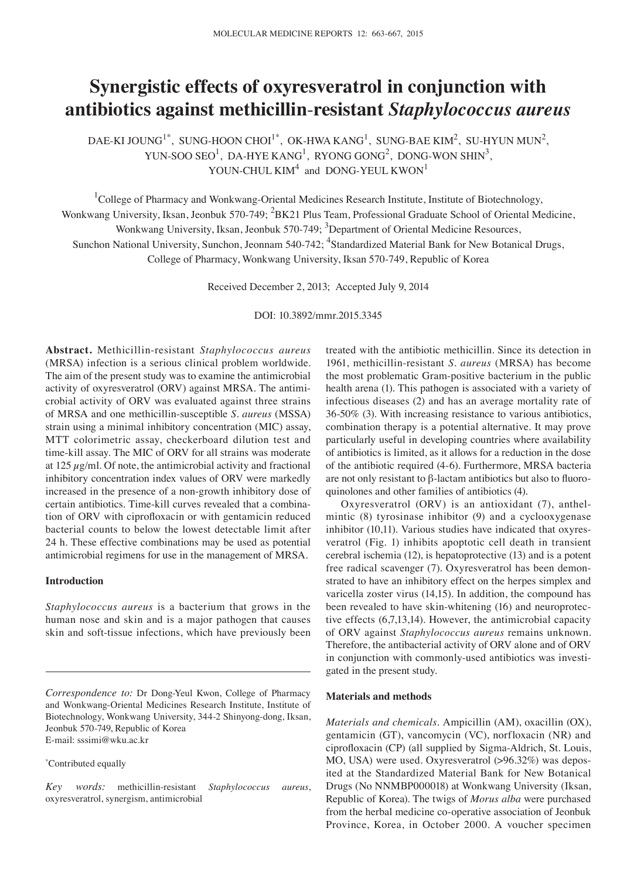# Synergistic effects of oxyresveratrol in conjunction with antibiotics against methicillin-resistant *Staphylococcus aureus*

DAE-KI JOUNG[1*], SUNG-HOON CHOI[1*], OK-HWA KANG[1], SUNG-BAE KIM[2], SU-HYUN MUN[2], YUN-SOO SEO[1], DA-HYE KANG[1], RYONG GONG[2], DONG-WON SHIN[3], YOUN-CHUL KIM[4] and DONG-YEUL KWON[1]

[1]College of Pharmacy and Wonkwang-Oriental Medicines Research Institute, Institute of Biotechnology, Wonkwang University, Iksan, Jeonbuk 570-749; [2]BK21 Plus Team, Professional Graduate School of Oriental Medicine, Wonkwang University, Iksan, Jeonbuk 570-749; [3]Department of Oriental Medicine Resources, Sunchon National University, Sunchon, Jeonnam 540-742; [4]Standardized Material Bank for New Botanical Drugs, College of Pharmacy, Wonkwang University, Iksan 570-749, Republic of Korea

Received December 2, 2013; Accepted July 9, 2014

DOI: 10.3892/mmr.2015.3345

**Abstract.** Methicillin-resistant *Staphylococcus aureus* (MRSA) infection is a serious clinical problem worldwide. The aim of the present study was to examine the antimicrobial activity of oxyresveratrol (ORV) against MRSA. The antimicrobial activity of ORV was evaluated against three strains of MRSA and one methicillin-susceptible *S. aureus* (MSSA) strain using a minimal inhibitory concentration (MIC) assay, MTT colorimetric assay, checkerboard dilution test and time-kill assay. The MIC of ORV for all strains was moderate at 125 $\mu$g/ml. Of note, the antimicrobial activity and fractional inhibitory concentration index values of ORV were markedly increased in the presence of a non-growth inhibitory dose of certain antibiotics. Time-kill curves revealed that a combination of ORV with ciprofloxacin or with gentamicin reduced bacterial counts to below the lowest detectable limit after 24 h. These effective combinations may be used as potential antimicrobial regimens for use in the management of MRSA.

## Introduction

*Staphylococcus aureus* is a bacterium that grows in the human nose and skin and is a major pathogen that causes skin and soft-tissue infections, which have previously been treated with the antibiotic methicillin. Since its detection in 1961, methicillin-resistant *S. aureus* (MRSA) has become the most problematic Gram-positive bacterium in the public health arena (1). This pathogen is associated with a variety of infectious diseases (2) and has an average mortality rate of 36-50% (3). With increasing resistance to various antibiotics, combination therapy is a potential alternative. It may prove particularly useful in developing countries where availability of antibiotics is limited, as it allows for a reduction in the dose of the antibiotic required (4-6). Furthermore, MRSA bacteria are not only resistant to β-lactam antibiotics but also to fluoroquinolones and other families of antibiotics (4).

Oxyresveratrol (ORV) is an antioxidant (7), anthelmintic (8) tyrosinase inhibitor (9) and a cyclooxygenase inhibitor (10,11). Various studies have indicated that oxyresveratrol (Fig. 1) inhibits apoptotic cell death in transient cerebral ischemia (12), is hepatoprotective (13) and is a potent free radical scavenger (7). Oxyresveratrol has been demonstrated to have an inhibitory effect on the herpes simplex and varicella zoster virus (14,15). In addition, the compound has been revealed to have skin-whitening (16) and neuroprotective effects (6,7,13,14). However, the antimicrobial capacity of ORV against *Staphylococcus aureus* remains unknown. Therefore, the antibacterial activity of ORV alone and of ORV in conjunction with commonly-used antibiotics was investigated in the present study.

## Materials and methods

*Materials and chemicals.* Ampicillin (AM), oxacillin (OX), gentamicin (GT), vancomycin (VC), norfloxacin (NR) and ciprofloxacin (CP) (all supplied by Sigma-Aldrich, St. Louis, MO, USA) were used. Oxyresveratrol (>96.32%) was deposited at the Standardized Material Bank for New Botanical Drugs (No NNMBP000018) at Wonkwang University (Iksan, Republic of Korea). The twigs of *Morus alba* were purchased from the herbal medicine co-operative association of Jeonbuk Province, Korea, in October 2000. A voucher specimen

---

*Correspondence to:* Dr Dong-Yeul Kwon, College of Pharmacy and Wonkwang-Oriental Medicines Research Institute, Institute of Biotechnology, Wonkwang University, 344-2 Shinyong-dong, Iksan, Jeonbuk 570-749, Republic of Korea
E-mail: sssimi@wku.ac.kr

*Contributed equally

*Key words:* methicillin-resistant *Staphylococcus aureus*, oxyresveratrol, synergism, antimicrobial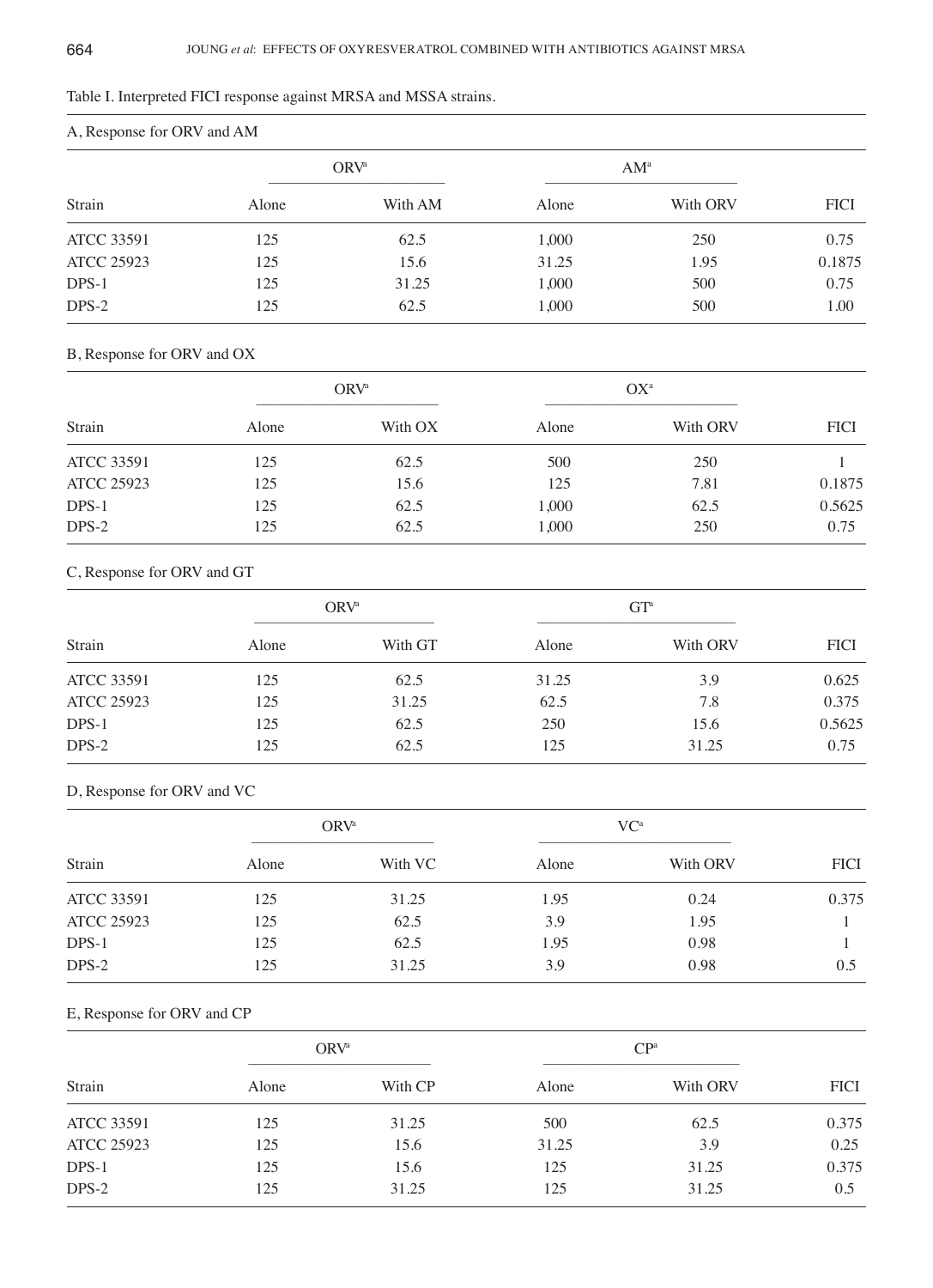Table I. Interpreted FICI response against MRSA and MSSA strains.

A, Response for ORV and AM

| | ORV[a] | | AM[a] | | |
|---|---|---|---|---|---|
| Strain | Alone | With AM | Alone | With ORV | FICI |
| ATCC 33591 | 125 | 62.5 | 1,000 | 250 | 0.75 |
| ATCC 25923 | 125 | 15.6 | 31.25 | 1.95 | 0.1875 |
| DPS-1 | 125 | 31.25 | 1,000 | 500 | 0.75 |
| DPS-2 | 125 | 62.5 | 1,000 | 500 | 1.00 |

B, Response for ORV and OX

| | ORV[a] | | OX[a] | | |
|---|---|---|---|---|---|
| Strain | Alone | With OX | Alone | With ORV | FICI |
| ATCC 33591 | 125 | 62.5 | 500 | 250 | 1 |
| ATCC 25923 | 125 | 15.6 | 125 | 7.81 | 0.1875 |
| DPS-1 | 125 | 62.5 | 1,000 | 62.5 | 0.5625 |
| DPS-2 | 125 | 62.5 | 1,000 | 250 | 0.75 |

C, Response for ORV and GT

| | ORV[a] | | GT[a] | | |
|---|---|---|---|---|---|
| Strain | Alone | With GT | Alone | With ORV | FICI |
| ATCC 33591 | 125 | 62.5 | 31.25 | 3.9 | 0.625 |
| ATCC 25923 | 125 | 31.25 | 62.5 | 7.8 | 0.375 |
| DPS-1 | 125 | 62.5 | 250 | 15.6 | 0.5625 |
| DPS-2 | 125 | 62.5 | 125 | 31.25 | 0.75 |

D, Response for ORV and VC

| | ORV[a] | | VC[a] | | |
|---|---|---|---|---|---|
| Strain | Alone | With VC | Alone | With ORV | FICI |
| ATCC 33591 | 125 | 31.25 | 1.95 | 0.24 | 0.375 |
| ATCC 25923 | 125 | 62.5 | 3.9 | 1.95 | 1 |
| DPS-1 | 125 | 62.5 | 1.95 | 0.98 | 1 |
| DPS-2 | 125 | 31.25 | 3.9 | 0.98 | 0.5 |

E, Response for ORV and CP

| | ORV[a] | | CP[a] | | |
|---|---|---|---|---|---|
| Strain | Alone | With CP | Alone | With ORV | FICI |
| ATCC 33591 | 125 | 31.25 | 500 | 62.5 | 0.375 |
| ATCC 25923 | 125 | 15.6 | 31.25 | 3.9 | 0.25 |
| DPS-1 | 125 | 15.6 | 125 | 31.25 | 0.375 |
| DPS-2 | 125 | 31.25 | 125 | 31.25 | 0.5 |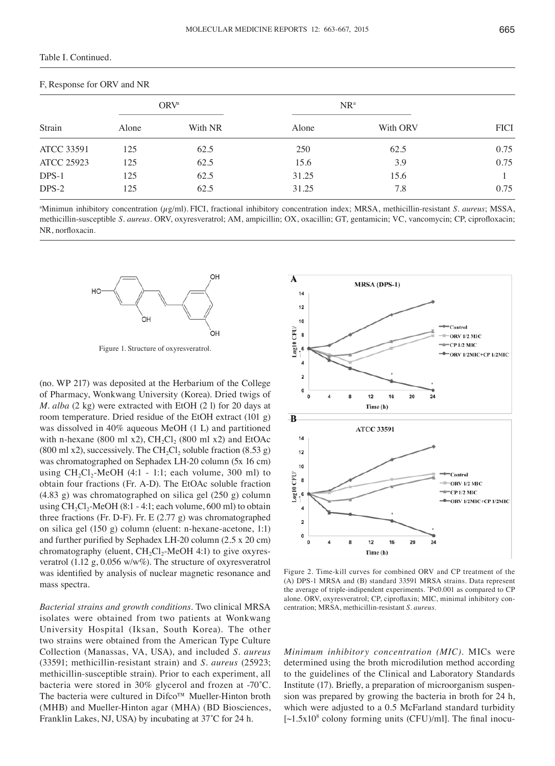Table I. Continued.

F, Response for ORV and NR

| Strain | ORV[a] | | NR[a] | | FICI |
|---|---|---|---|---|---|
| | Alone | With NR | Alone | With ORV | |
| ATCC 33591 | 125 | 62.5 | 250 | 62.5 | 0.75 |
| ATCC 25923 | 125 | 62.5 | 15.6 | 3.9 | 0.75 |
| DPS-1 | 125 | 62.5 | 31.25 | 15.6 | 1 |
| DPS-2 | 125 | 62.5 | 31.25 | 7.8 | 0.75 |

[a]Minimun inhibitory concentration (µg/ml). FICI, fractional inhibitory concentration index; MRSA, methicillin-resistant *S. aureus*; MSSA, methicillin-susceptible *S. aureus*. ORV, oxyresveratrol; AM, ampicillin; OX, oxacillin; GT, gentamicin; VC, vancomycin; CP, ciprofloxacin; NR, norfloxacin.

Figure 1. Structure of oxyresveratrol.

Figure 2. Time-kill curves for combined ORV and CP treatment of the (A) DPS-1 MRSA and (B) standard 33591 MRSA strains. Data represent the average of triple-indipendent experiments. *P<0.001 as compared to CP alone. ORV, oxyresveratrol; CP, ciproflaxin; MIC, minimal inhibitory concentration; MRSA, methicillin-resistant *S. aureus*.

(no. WP 217) was deposited at the Herbarium of the College of Pharmacy, Wonkwang University (Korea). Dried twigs of *M. alba* (2 kg) were extracted with EtOH (2 l) for 20 days at room temperature. Dried residue of the EtOH extract (101 g) was dissolved in 40% aqueous MeOH (1 L) and partitioned with n-hexane (800 ml x2), $CH_2Cl_2$ (800 ml x2) and EtOAc (800 ml x2), successively. The $CH_2Cl_2$ soluble fraction (8.53 g) was chromatographed on Sephadex LH-20 column (5x 16 cm) using $CH_2Cl_2$-MeOH (4:1 - 1:1; each volume, 300 ml) to obtain four fractions (Fr. A-D). The EtOAc soluble fraction (4.83 g) was chromatographed on silica gel (250 g) column using $CH_2Cl_2$-MeOH (8:1 - 4:1; each volume, 600 ml) to obtain three fractions (Fr. D-F). Fr. E (2.77 g) was chromatographed on silica gel (150 g) column (eluent: n-hexane-acetone, 1:1) and further purified by Sephadex LH-20 column (2.5 x 20 cm) chromatography (eluent, $CH_2Cl_2$-MeOH 4:1) to give oxyresveratrol (1.12 g, 0.056 w/w%). The structure of oxyresveratrol was identified by analysis of nuclear magnetic resonance and mass spectra.

*Bacterial strains and growth conditions.* Two clinical MRSA isolates were obtained from two patients at Wonkwang University Hospital (Iksan, South Korea). The other two strains were obtained from the American Type Culture Collection (Manassas, VA, USA), and included *S. aureus* (33591; methicillin-resistant strain) and *S. aureus* (25923; methicillin-susceptible strain). Prior to each experiment, all bacteria were stored in 30% glycerol and frozen at -70˚C. The bacteria were cultured in Difco™ Mueller-Hinton broth (MHB) and Mueller-Hinton agar (MHA) (BD Biosciences, Franklin Lakes, NJ, USA) by incubating at 37˚C for 24 h.

*Minimum inhibitory concentration (MIC).* MICs were determined using the broth microdilution method according to the guidelines of the Clinical and Laboratory Standards Institute (17). Briefly, a preparation of microorganism suspension was prepared by growing the bacteria in broth for 24 h, which were adjusted to a 0.5 McFarland standard turbidity [~$1.5\times10^8$ colony forming units (CFU)/ml]. The final inocu-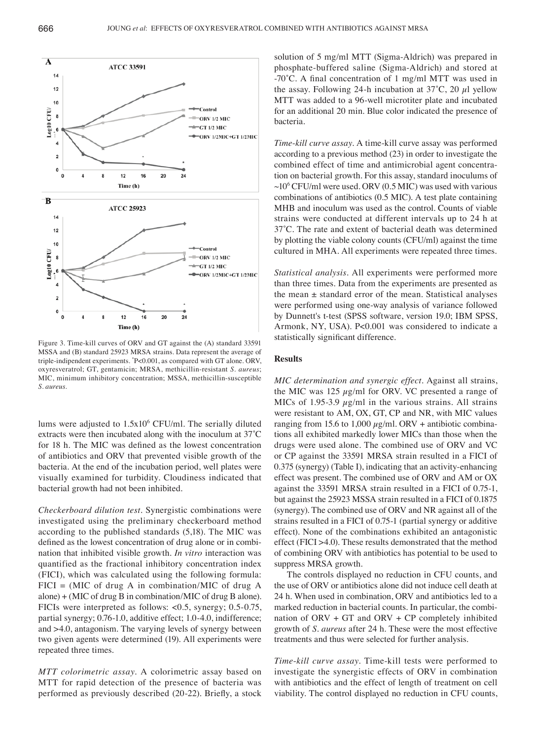Figure 3. Time-kill curves of ORV and GT against the (A) standard 33591 MSSA and (B) standard 25923 MRSA strains. Data represent the average of triple-indipendent experiments. *P<0.001, as compared with GT alone. ORV, oxyresveratrol; GT, gentamicin; MRSA, methicillin-resistant *S. aureus*; MIC, minimum inhibitory concentration; MSSA, methicillin-susceptible *S. aureus*.

lums were adjusted to $1.5 \times 10^6$ CFU/ml. The serially diluted extracts were then incubated along with the inoculum at 37˚C for 18 h. The MIC was defined as the lowest concentration of antibiotics and ORV that prevented visible growth of the bacteria. At the end of the incubation period, well plates were visually examined for turbidity. Cloudiness indicated that bacterial growth had not been inhibited.

*Checkerboard dilution test.* Synergistic combinations were investigated using the preliminary checkerboard method according to the published standards (5,18). The MIC was defined as the lowest concentration of drug alone or in combination that inhibited visible growth. *In vitro* interaction was quantified as the fractional inhibitory concentration index (FICI), which was calculated using the following formula: FICI = (MIC of drug A in combination/MIC of drug A alone) + (MIC of drug B in combination/MIC of drug B alone). FICIs were interpreted as follows: <0.5, synergy; 0.5-0.75, partial synergy; 0.76-1.0, additive effect; 1.0-4.0, indifference; and >4.0, antagonism. The varying levels of synergy between two given agents were determined (19). All experiments were repeated three times.

*MTT colorimetric assay.* A colorimetric assay based on MTT for rapid detection of the presence of bacteria was performed as previously described (20-22). Briefly, a stock solution of 5 mg/ml MTT (Sigma-Aldrich) was prepared in phosphate-buffered saline (Sigma-Aldrich) and stored at -70˚C. A final concentration of 1 mg/ml MTT was used in the assay. Following 24-h incubation at 37˚C, 20 µl yellow MTT was added to a 96-well microtiter plate and incubated for an additional 20 min. Blue color indicated the presence of bacteria.

*Time-kill curve assay.* A time-kill curve assay was performed according to a previous method (23) in order to investigate the combined effect of time and antimicrobial agent concentration on bacterial growth. For this assay, standard inoculums of $\sim 10^6$ CFU/ml were used. ORV (0.5 MIC) was used with various combinations of antibiotics (0.5 MIC). A test plate containing MHB and inoculum was used as the control. Counts of viable strains were conducted at different intervals up to 24 h at 37˚C. The rate and extent of bacterial death was determined by plotting the viable colony counts (CFU/ml) against the time cultured in MHA. All experiments were repeated three times.

*Statistical analysis.* All experiments were performed more than three times. Data from the experiments are presented as the mean ± standard error of the mean. Statistical analyses were performed using one-way analysis of variance followed by Dunnett's t-test (SPSS software, version 19.0; IBM SPSS, Armonk, NY, USA). P<0.001 was considered to indicate a statistically significant difference.

## Results

*MIC determination and synergic effect.* Against all strains, the MIC was 125 µg/ml for ORV. VC presented a range of MICs of 1.95-3.9 µg/ml in the various strains. All strains were resistant to AM, OX, GT, CP and NR, with MIC values ranging from 15.6 to 1,000 µg/ml. ORV + antibiotic combinations all exhibited markedly lower MICs than those when the drugs were used alone. The combined use of ORV and VC or CP against the 33591 MRSA strain resulted in a FICI of 0.375 (synergy) (Table I), indicating that an activity-enhancing effect was present. The combined use of ORV and AM or OX against the 33591 MRSA strain resulted in a FICI of 0.75-1, but against the 25923 MSSA strain resulted in a FICI of 0.1875 (synergy). The combined use of ORV and NR against all of the strains resulted in a FICI of 0.75-1 (partial synergy or additive effect). None of the combinations exhibited an antagonistic effect (FICI >4.0). These results demonstrated that the method of combining ORV with antibiotics has potential to be used to suppress MRSA growth.

The controls displayed no reduction in CFU counts, and the use of ORV or antibiotics alone did not induce cell death at 24 h. When used in combination, ORV and antibiotics led to a marked reduction in bacterial counts. In particular, the combination of ORV + GT and ORV + CP completely inhibited growth of *S. aureus* after 24 h. These were the most effective treatments and thus were selected for further analysis.

*Time-kill curve assay.* Time-kill tests were performed to investigate the synergistic effects of ORV in combination with antibiotics and the effect of length of treatment on cell viability. The control displayed no reduction in CFU counts,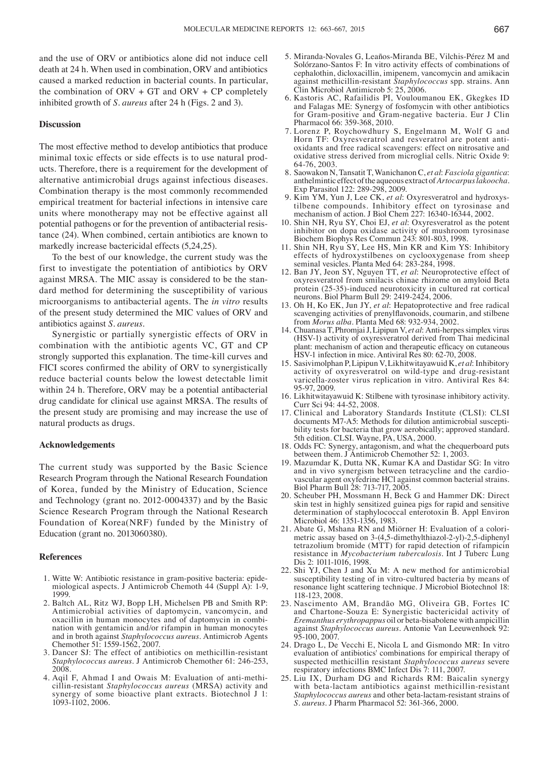and the use of ORV or antibiotics alone did not induce cell death at 24 h. When used in combination, ORV and antibiotics caused a marked reduction in bacterial counts. In particular, the combination of ORV + GT and ORV + CP completely inhibited growth of *S. aureus* after 24 h (Figs. 2 and 3).

## Discussion

The most effective method to develop antibiotics that produce minimal toxic effects or side effects is to use natural products. Therefore, there is a requirement for the development of alternative antimicrobial drugs against infectious diseases. Combination therapy is the most commonly recommended empirical treatment for bacterial infections in intensive care units where monotherapy may not be effective against all potential pathogens or for the prevention of antibacterial resistance (24). When combined, certain antibiotics are known to markedly increase bactericidal effects (5,24,25).

To the best of our knowledge, the current study was the first to investigate the potentiation of antibiotics by ORV against MRSA. The MIC assay is considered to be the standard method for determining the susceptibility of various microorganisms to antibacterial agents. The *in vitro* results of the present study determined the MIC values of ORV and antibiotics against *S. aureus*.

Synergistic or partially synergistic effects of ORV in combination with the antibiotic agents VC, GT and CP strongly supported this explanation. The time-kill curves and FICI scores confirmed the ability of ORV to synergistically reduce bacterial counts below the lowest detectable limit within 24 h. Therefore, ORV may be a potential antibacterial drug candidate for clinical use against MRSA. The results of the present study are promising and may increase the use of natural products as drugs.

## Acknowledgements

The current study was supported by the Basic Science Research Program through the National Research Foundation of Korea, funded by the Ministry of Education, Science and Technology (grant no. 2012-0004337) and by the Basic Science Research Program through the National Research Foundation of Korea(NRF) funded by the Ministry of Education (grant no. 2013060380).

## References

1. Witte W: Antibiotic resistance in gram-positive bacteria: epidemiological aspects. J Antimicrob Chemoth 44 (Suppl A): 1-9, 1999.
2. Baltch AL, Ritz WJ, Bopp LH, Michelsen PB and Smith RP: Antimicrobial activities of daptomycin, vancomycin, and oxacillin in human monocytes and of daptomycin in combination with gentamicin and/or rifampin in human monocytes and in broth against *Staphylococcus aureus*. Antimicrob Agents Chemother 51: 1559-1562, 2007.
3. Dancer SJ: The effect of antibiotics on methicillin-resistant *Staphylococcus aureus*. J Antimicrob Chemother 61: 246-253, 2008.
4. Aqil F, Ahmad I and Owais M: Evaluation of anti-methicillin-resistant *Staphylococcus aureus* (MRSA) activity and synergy of some bioactive plant extracts. Biotechnol J 1: 1093-1102, 2006.
5. Miranda-Novales G, Leaños-Miranda BE, Vilchis-Pérez M and Solórzano-Santos F: In vitro activity effects of combinations of cephalothin, dicloxacillin, imipenem, vancomycin and amikacin against methicillin-resistant *Staphylococcus* spp. strains. Ann Clin Microbiol Antimicrob 5: 25, 2006.
6. Kastoris AC, Rafailidis PI, Vouloumanou EK, Gkegkes ID and Falagas ME: Synergy of fosfomycin with other antibiotics for Gram-positive and Gram-negative bacteria. Eur J Clin Pharmacol 66: 359-368, 2010.
7. Lorenz P, Roychowdhury S, Engelmann M, Wolf G and Horn TF: Oxyresveratrol and resveratrol are potent antioxidants and free radical scavengers: effect on nitrosative and oxidative stress derived from microglial cells. Nitric Oxide 9: 64-76, 2003.
8. Saowakon N, Tansatit T, Wanichanon C, *et al*: *Fasciola gigantica*: anthelmintic effect of the aqueous extract of *Artocarpus lakoocha*. Exp Parasitol 122: 289-298, 2009.
9. Kim YM, Yun J, Lee CK, *et al*: Oxyresveratrol and hydroxystilbene compounds. Inhibitory effect on tyrosinase and mechanism of action. J Biol Chem 227: 16340-16344, 2002.
10. Shin NH, Ryu SY, Choi EJ, *et al*: Oxyresveratrol as the potent inhibitor on dopa oxidase activity of mushroom tyrosinase Biochem Biophys Res Commun 243: 801-803, 1998.
11. Shin NH, Ryu SY, Lee HS, Min KR and Kim YS: Inhibitory effects of hydroxystilbenes on cyclooxygenase from sheep seminal vesicles. Planta Med 64: 283-284, 1998.
12. Ban JY, Jeon SY, Nguyen TT, *et al*: Neuroprotective effect of oxyresveratrol from smilacis chinae rhizome on amyloid Beta protein (25-35)-induced neurotoxicity in cultured rat cortical neurons. Biol Pharm Bull 29: 2419-2424, 2006.
13. Oh H, Ko EK, Jun JY, *et al*: Hepatoprotective and free radical scavenging activities of prenylflavonoids, coumarin, and stilbene from *Morus alba*. Planta Med 68: 932-934, 2002.
14. Chuanasa T, Phromjai J, Lipipun V, *et al*: Anti-herpes simplex virus (HSV-1) activity of oxyresveratrol derived from Thai medicinal plant: mechanism of action and therapeutic efficacy on cutaneous HSV-1 infection in mice. Antiviral Res 80: 62-70, 2008.
15. Sasivimolphan P, Lipipun V, Likhitwitayawuid K, *et al*: Inhibitory activity of oxyresveratrol on wild-type and drug-resistant varicella-zoster virus replication in vitro. Antiviral Res 84: 95-97, 2009.
16. Likhitwitayawuid K: Stilbene with tyrosinase inhibitory activity. Curr Sci 94: 44-52, 2008.
17. Clinical and Laboratory Standards Institute (CLSI): CLSI documents M7-A5: Methods for dilution antimicrobial susceptibility tests for bacteria that grow aerobically; approved standard. 5th edition. CLSI. Wayne, PA, USA, 2000.
18. Odds FC: Synergy, antagonism, and what the chequerboard puts between them. J Antimicrob Chemother 52: 1, 2003.
19. Mazumdar K, Dutta NK, Kumar KA and Dastidar SG: In vitro and in vivo synergism between tetracycline and the cardiovascular agent oxyfedrine HCl against common bacterial strains. Biol Pharm Bull 28: 713-717, 2005.
20. Scheuber PH, Mossmann H, Beck G and Hammer DK: Direct skin test in highly sensitized guinea pigs for rapid and sensitive determination of staphylococcal enterotoxin B. Appl Environ Microbiol 46: 1351-1356, 1983.
21. Abate G, Mshana RN and Miörner H: Evaluation of a colorimetric assay based on 3-(4,5-dimethylthiazol-2-yl)-2,5-diphenyl tetrazolium bromide (MTT) for rapid detection of rifampicin resistance in *Mycobacterium tuberculosis*. Int J Tuberc Lung Dis 2: 1011-1016, 1998.
22. Shi YJ, Chen J and Xu M: A new method for antimicrobial susceptibility testing of in vitro-cultured bacteria by means of resonance light scattering technique. J Microbiol Biotechnol 18: 118-123, 2008.
23. Nascimento AM, Brandão MG, Oliveira GB, Fortes IC and Chartone-Souza E: Synergistic bactericidal activity of *Eremanthus erythropappus* oil or beta-bisabolene with ampicillin against *Staphylococcus aureus*. Antonie Van Leeuwenhoek 92: 95-100, 2007.
24. Drago L, De Vecchi E, Nicola L and Gismondo MR: In vitro evaluation of antibiotics' combinations for empirical therapy of suspected methicillin resistant *Staphylococcus aureus* severe respiratory infections BMC Infect Dis 7: 111, 2007.
25. Liu IX, Durham DG and Richards RM: Baicalin synergy with beta-lactam antibiotics against methicillin-resistant *Staphylococcus aureus* and other beta-lactam-resistant strains of *S. aureus*. J Pharm Pharmacol 52: 361-366, 2000.